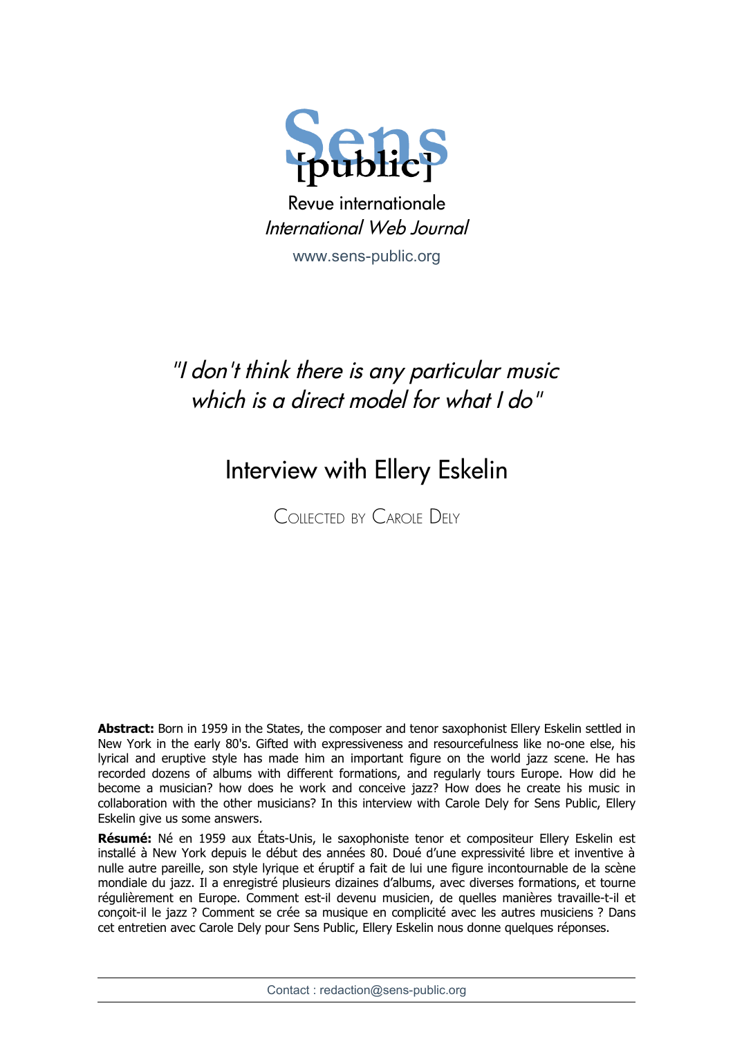# Sens [public]

Revue internationale

*International Web Journal*

www.sens-public.org

## *"I don't think there is any particular music which is a direct model for what I do"*

# Interview with Ellery Eskelin

COLLECTED BY CAROLE DELY

**Abstract:** Born in 1959 in the States, the composer and tenor saxophonist Ellery Eskelin settled in New York in the early 80's. Gifted with expressiveness and resourcefulness like no-one else, his lyrical and eruptive style has made him an important figure on the world jazz scene. He has recorded dozens of albums with different formations, and regularly tours Europe. How did he become a musician? how does he work and conceive jazz? How does he create his music in collaboration with the other musicians? In this interview with Carole Dely for Sens Public, Ellery Eskelin give us some answers.

**Résumé:** Né en 1959 aux États-Unis, le saxophoniste tenor et compositeur Ellery Eskelin est installé à New York depuis le début des années 80. Doué d'une expressivité libre et inventive à nulle autre pareille, son style lyrique et éruptif a fait de lui une figure incontournable de la scène mondiale du jazz. Il a enregistré plusieurs dizaines d'albums, avec diverses formations, et tourne régulièrement en Europe. Comment est-il devenu musicien, de quelles manières travaille-t-il et conçoit-il le jazz ? Comment se crée sa musique en complicité avec les autres musiciens ? Dans cet entretien avec Carole Dely pour Sens Public, Ellery Eskelin nous donne quelques réponses.

Contact : redaction@sens-public.org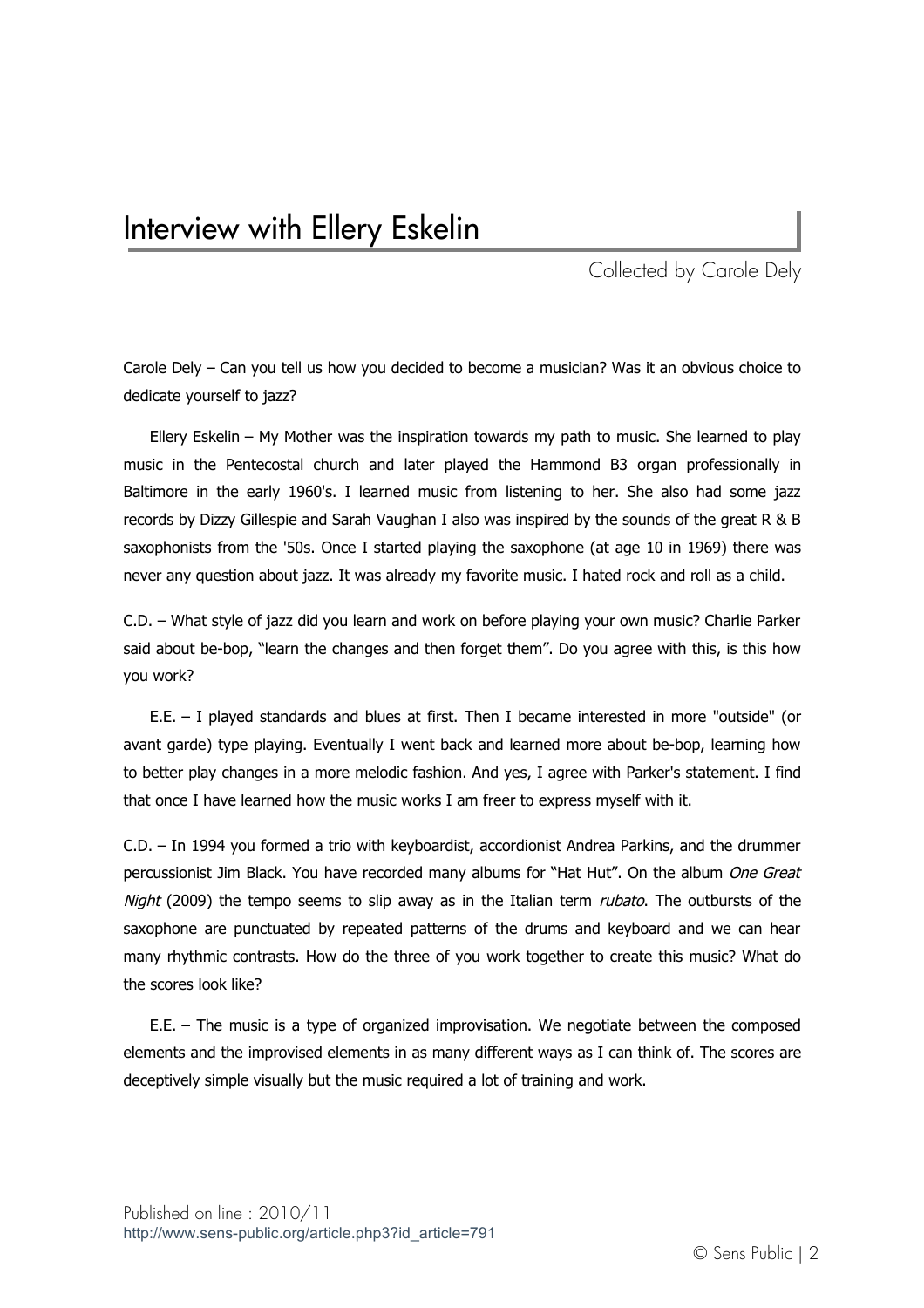# Interview with Ellery Eskelin

Collected by Carole Dely

Carole Dely – Can you tell us how you decided to become a musician? Was it an obvious choice to dedicate yourself to jazz?

Ellery Eskelin – My Mother was the inspiration towards my path to music. She learned to play music in the Pentecostal church and later played the Hammond B3 organ professionally in Baltimore in the early 1960's. I learned music from listening to her. She also had some jazz records by Dizzy Gillespie and Sarah Vaughan I also was inspired by the sounds of the great R & B saxophonists from the '50s. Once I started playing the saxophone (at age 10 in 1969) there was never any question about jazz. It was already my favorite music. I hated rock and roll as a child.

C.D. – What style of jazz did you learn and work on before playing your own music? Charlie Parker said about be-bop, "learn the changes and then forget them". Do you agree with this, is this how you work?

E.E. – I played standards and blues at first. Then I became interested in more "outside" (or avant garde) type playing. Eventually I went back and learned more about be-bop, learning how to better play changes in a more melodic fashion. And yes, I agree with Parker's statement. I find that once I have learned how the music works I am freer to express myself with it.

C.D. – In 1994 you formed a trio with keyboardist, accordionist Andrea Parkins, and the drummer percussionist Jim Black. You have recorded many albums for "Hat Hut". On the album *One Great Night* (2009) the tempo seems to slip away as in the Italian term *rubato*. The outbursts of the saxophone are punctuated by repeated patterns of the drums and keyboard and we can hear many rhythmic contrasts. How do the three of you work together to create this music? What do the scores look like?

E.E. – The music is a type of organized improvisation. We negotiate between the composed elements and the improvised elements in as many different ways as I can think of. The scores are deceptively simple visually but the music required a lot of training and work.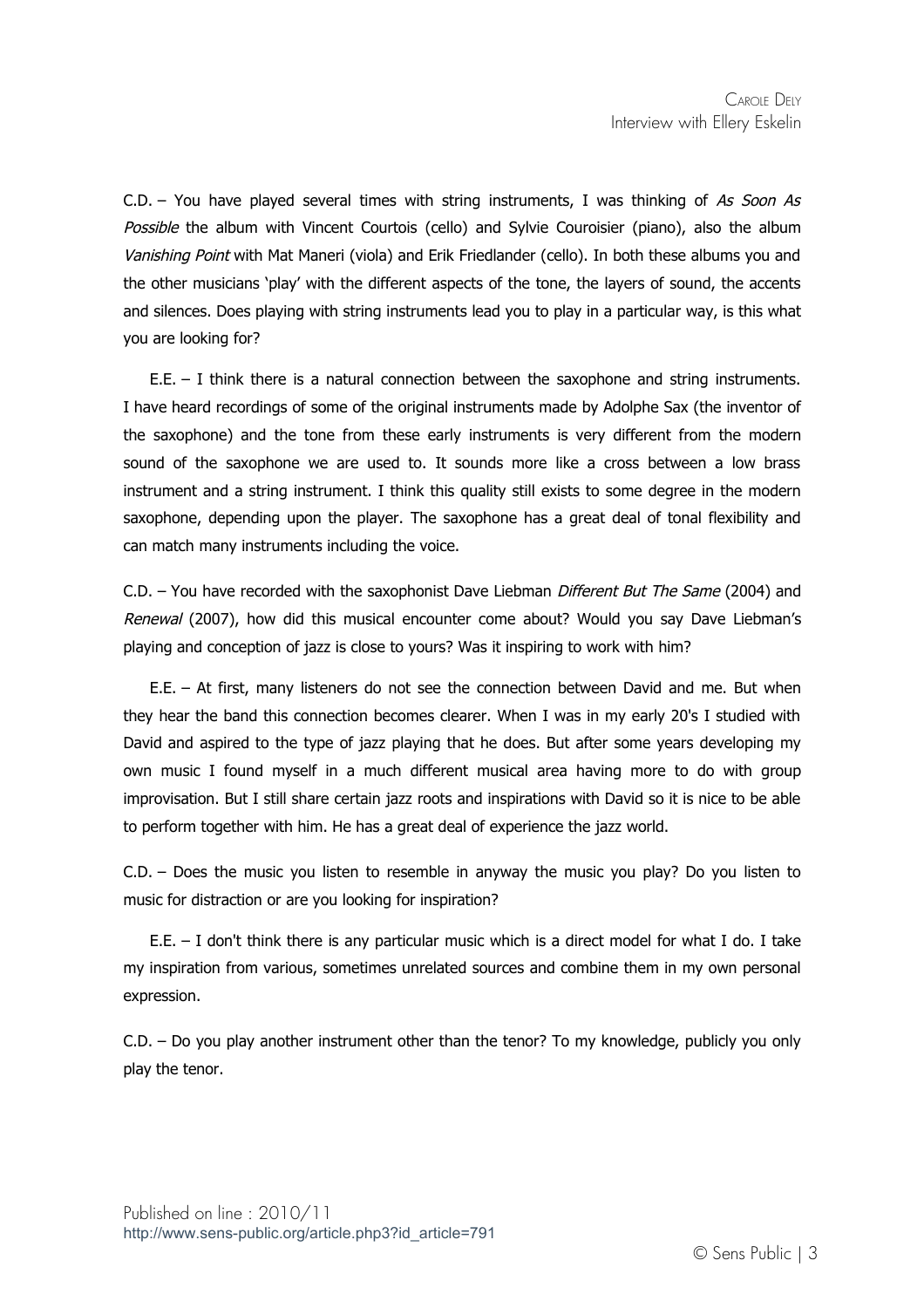C.D. – You have played several times with string instruments, I was thinking of *As Soon As Possible* the album with Vincent Courtois (cello) and Sylvie Couroisier (piano), also the album *Vanishing Point* with Mat Maneri (viola) and Erik Friedlander (cello). In both these albums you and the other musicians 'play' with the different aspects of the tone, the layers of sound, the accents and silences. Does playing with string instruments lead you to play in a particular way, is this what you are looking for?

E.E. – I think there is a natural connection between the saxophone and string instruments. I have heard recordings of some of the original instruments made by Adolphe Sax (the inventor of the saxophone) and the tone from these early instruments is very different from the modern sound of the saxophone we are used to. It sounds more like a cross between a low brass instrument and a string instrument. I think this quality still exists to some degree in the modern saxophone, depending upon the player. The saxophone has a great deal of tonal flexibility and can match many instruments including the voice.

C.D. – You have recorded with the saxophonist Dave Liebman *Different But The Same* (2004) and *Renewal* (2007), how did this musical encounter come about? Would you say Dave Liebman's playing and conception of jazz is close to yours? Was it inspiring to work with him?

E.E. – At first, many listeners do not see the connection between David and me. But when they hear the band this connection becomes clearer. When I was in my early 20's I studied with David and aspired to the type of jazz playing that he does. But after some years developing my own music I found myself in a much different musical area having more to do with group improvisation. But I still share certain jazz roots and inspirations with David so it is nice to be able to perform together with him. He has a great deal of experience the jazz world.

C.D. – Does the music you listen to resemble in anyway the music you play? Do you listen to music for distraction or are you looking for inspiration?

E.E. – I don't think there is any particular music which is a direct model for what I do. I take my inspiration from various, sometimes unrelated sources and combine them in my own personal expression.

C.D. – Do you play another instrument other than the tenor? To my knowledge, publicly you only play the tenor.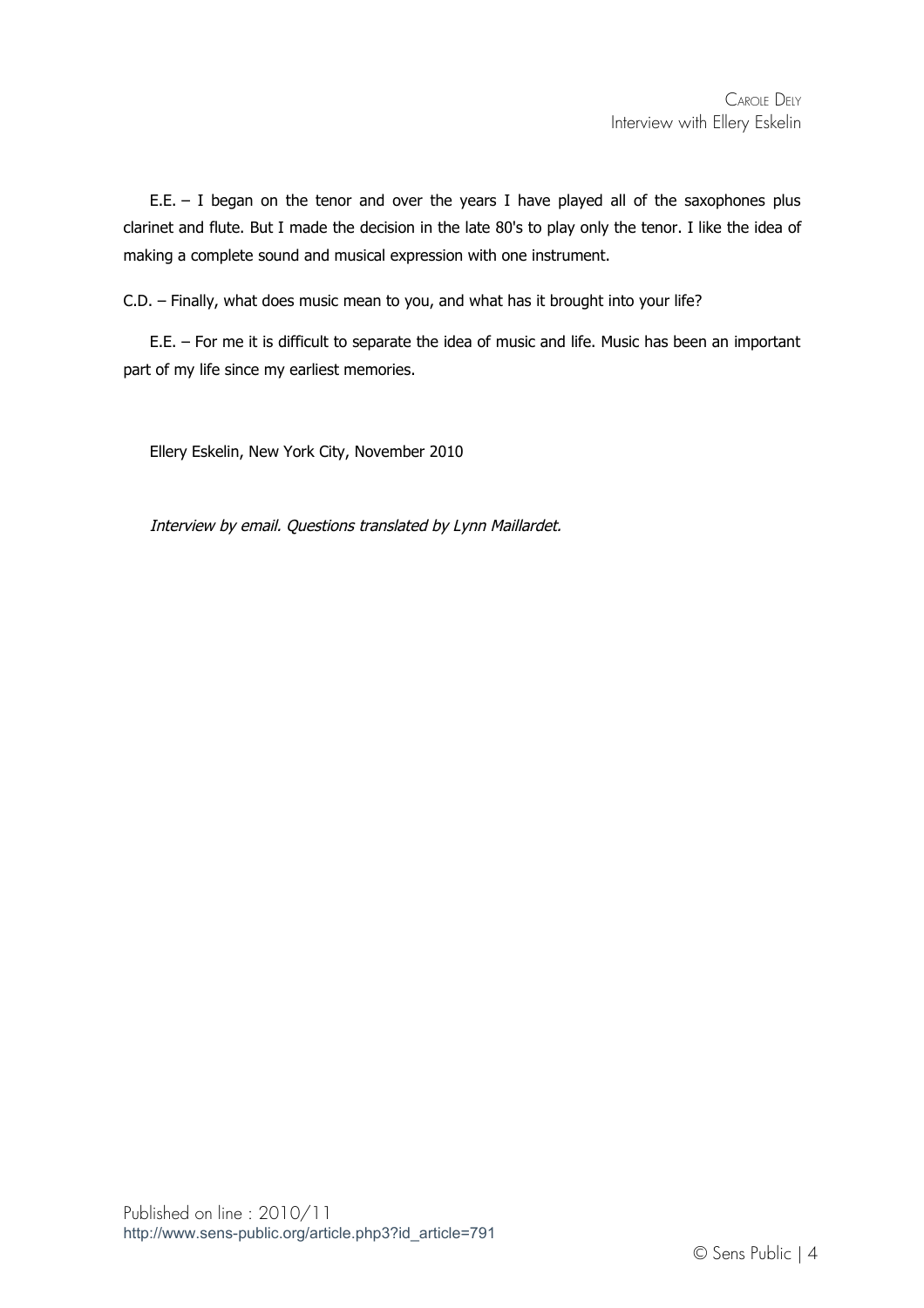E.E. – I began on the tenor and over the years I have played all of the saxophones plus clarinet and flute. But I made the decision in the late 80's to play only the tenor. I like the idea of making a complete sound and musical expression with one instrument.

C.D. – Finally, what does music mean to you, and what has it brought into your life?

E.E. – For me it is difficult to separate the idea of music and life. Music has been an important part of my life since my earliest memories.

Ellery Eskelin, New York City, November 2010

*Interview by email. Questions translated by Lynn Maillardet.*

Published on line : 2010/11
http://www.sens-public.org/article.php3?id_article=791